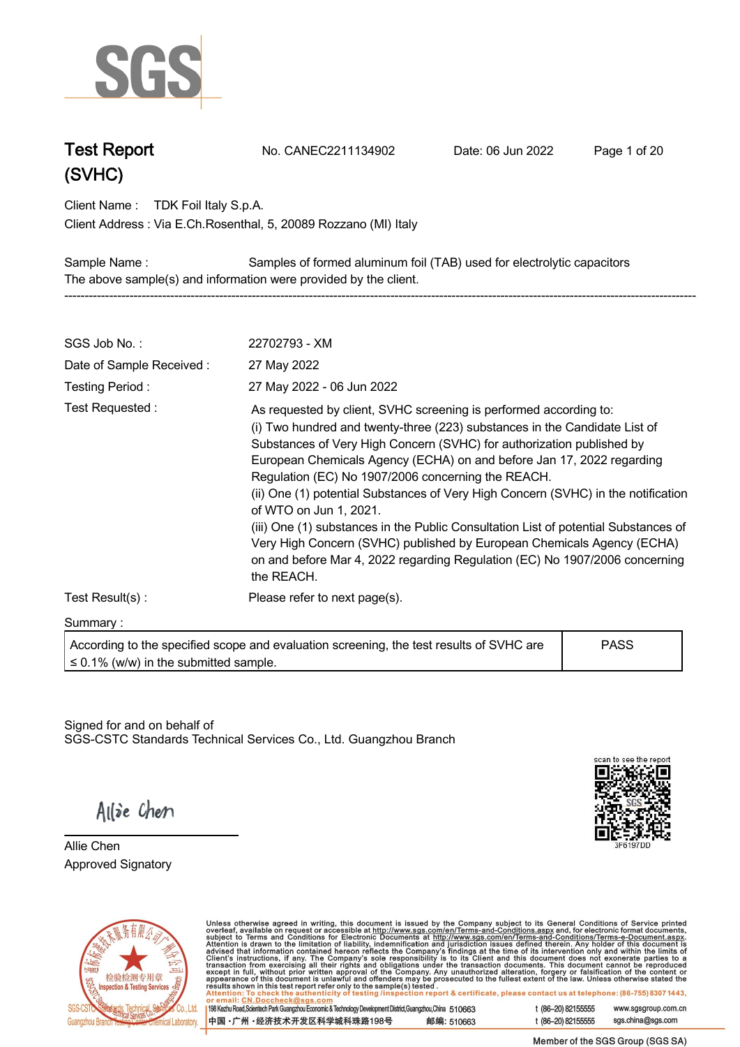# Test Report (SVHC)

No. CANEC2211134902 Date: 06 Jun 2022

Client Name : TDK Foil Italy S.p.A.
Client Address : Via E.Ch.Rosenthal, 5, 20089 Rozzano (MI) Italy

Sample Name : Samples of formed aluminum foil (TAB) used for electrolytic capacitors
The above sample(s) and information were provided by the client.

---

| | |
|---|---|
| SGS Job No. : | 22702793 - XM |
| Date of Sample Received : | 27 May 2022 |
| Testing Period : | 27 May 2022 - 06 Jun 2022 |
| Test Requested : | As requested by client, SVHC screening is performed according to: (i) Two hundred and twenty-three (223) substances in the Candidate List of Substances of Very High Concern (SVHC) for authorization published by European Chemicals Agency (ECHA) on and before Jan 17, 2022 regarding Regulation (EC) No 1907/2006 concerning the REACH. (ii) One (1) potential Substances of Very High Concern (SVHC) in the notification of WTO on Jun 1, 2021. (iii) One (1) substances in the Public Consultation List of potential Substances of Very High Concern (SVHC) published by European Chemicals Agency (ECHA) on and before Mar 4, 2022 regarding Regulation (EC) No 1907/2006 concerning the REACH. |
| Test Result(s) : | Please refer to next page(s). |

Summary :

| | |
|---|---|
| According to the specified scope and evaluation screening, the test results of SVHC are ≤ 0.1% (w/w) in the submitted sample. | PASS |

Signed for and on behalf of
SGS-CSTC Standards Technical Services Co., Ltd. Guangzhou Branch

Allie Chen
Approved Signatory

Unless otherwise agreed in writing, this document is issued by the Company subject to its General Conditions of Service printed overleaf, available on request or accessible at http://www.sgs.com/en/Terms-and-Conditions.aspx and, for electronic format documents, subject to Terms and Conditions for Electronic Documents at http://www.sgs.com/en/Terms-and-Conditions/Terms-e-Document.aspx. Attention is drawn to the limitation of liability, indemnification and jurisdiction issues defined therein. Any holder of this document is advised that information contained hereon reflects the Company's findings at the time of its intervention only and within the limits of Client's instructions, if any. The Company's sole responsibility is to its Client and this document does not exonerate parties to a transaction from exercising all their rights and obligations under the transaction documents. This document cannot be reproduced except in full, without prior written approval of the Company. Any unauthorized alteration, forgery or falsification of the content or appearance of this document is unlawful and offenders may be prosecuted to the fullest extent of the law. Unless otherwise stated the results shown in this test report refer only to the sample(s) tested.
Attention: To check the authenticity of testing /inspection report & certificate, please contact us at telephone: (86-755) 8307 1443, or email: CN.Doccheck@sgs.com

198 Kezhu Road,Scientech Park Guangzhou Economic & Technology Development District,Guangzhou,China 510663 t (86–20) 82155555 www.sgsgroup.com.cn
中国 ·广州 ·经济技术开发区科学城科珠路198号 邮编: 510663 t (86–20) 82155555 sgs.china@sgs.com

Member of the SGS Group (SGS SA)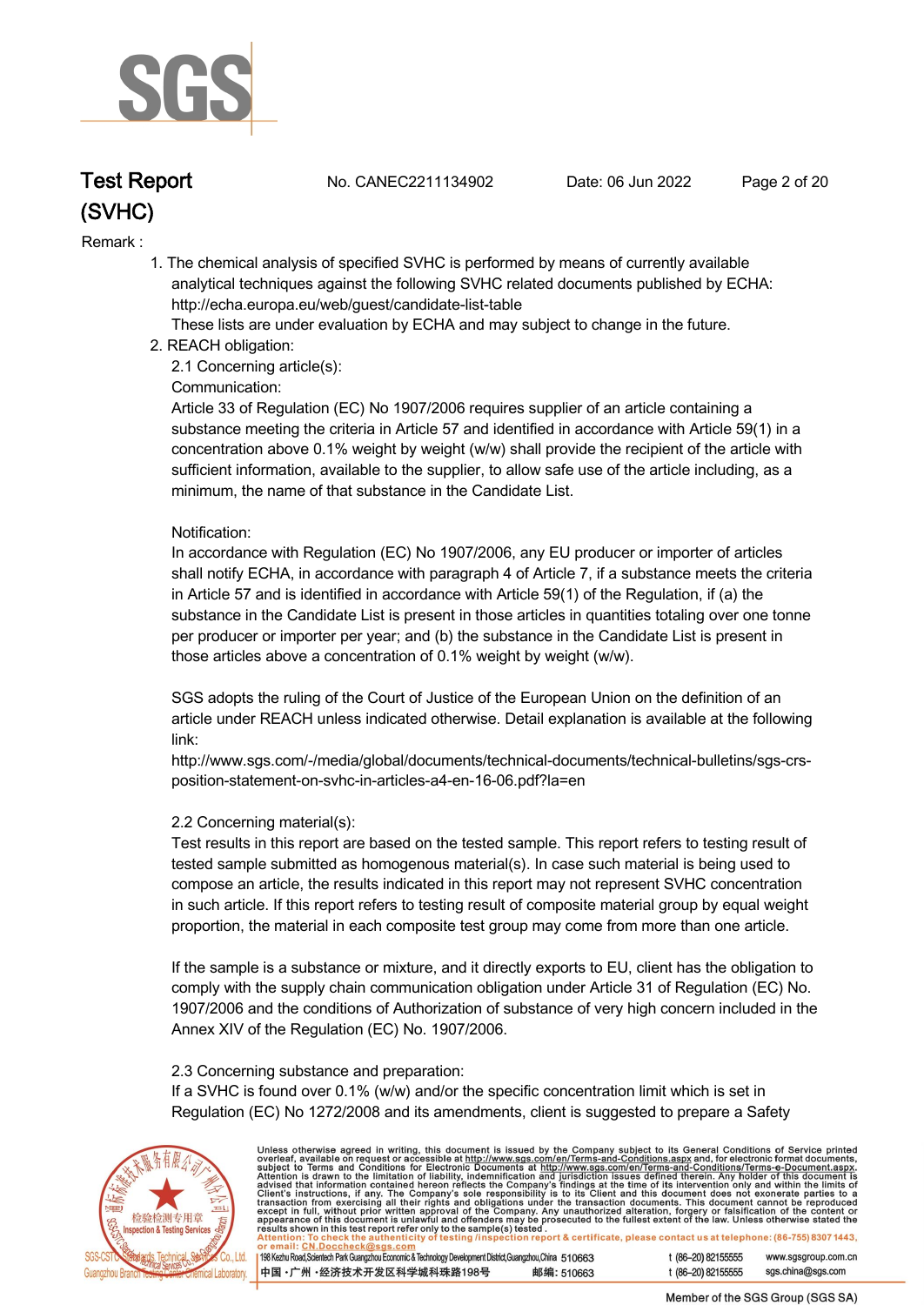Remark :

1. The chemical analysis of specified SVHC is performed by means of currently available analytical techniques against the following SVHC related documents published by ECHA: http://echa.europa.eu/web/guest/candidate-list-table
   These lists are under evaluation by ECHA and may subject to change in the future.
2. REACH obligation:
   2.1 Concerning article(s):
   Communication:
   Article 33 of Regulation (EC) No 1907/2006 requires supplier of an article containing a substance meeting the criteria in Article 57 and identified in accordance with Article 59(1) in a concentration above 0.1% weight by weight (w/w) shall provide the recipient of the article with sufficient information, available to the supplier, to allow safe use of the article including, as a minimum, the name of that substance in the Candidate List.

   Notification:
   In accordance with Regulation (EC) No 1907/2006, any EU producer or importer of articles shall notify ECHA, in accordance with paragraph 4 of Article 7, if a substance meets the criteria in Article 57 and is identified in accordance with Article 59(1) of the Regulation, if (a) the substance in the Candidate List is present in those articles in quantities totaling over one tonne per producer or importer per year; and (b) the substance in the Candidate List is present in those articles above a concentration of 0.1% weight by weight (w/w).

   SGS adopts the ruling of the Court of Justice of the European Union on the definition of an article under REACH unless indicated otherwise. Detail explanation is available at the following link:
   http://www.sgs.com/-/media/global/documents/technical-documents/technical-bulletins/sgs-crs-position-statement-on-svhc-in-articles-a4-en-16-06.pdf?la=en

   2.2 Concerning material(s):
   Test results in this report are based on the tested sample. This report refers to testing result of tested sample submitted as homogenous material(s). In case such material is being used to compose an article, the results indicated in this report may not represent SVHC concentration in such article. If this report refers to testing result of composite material group by equal weight proportion, the material in each composite test group may come from more than one article.

   If the sample is a substance or mixture, and it directly exports to EU, client has the obligation to comply with the supply chain communication obligation under Article 31 of Regulation (EC) No. 1907/2006 and the conditions of Authorization of substance of very high concern included in the Annex XIV of the Regulation (EC) No. 1907/2006.

   2.3 Concerning substance and preparation:
   If a SVHC is found over 0.1% (w/w) and/or the specific concentration limit which is set in Regulation (EC) No 1272/2008 and its amendments, client is suggested to prepare a Safety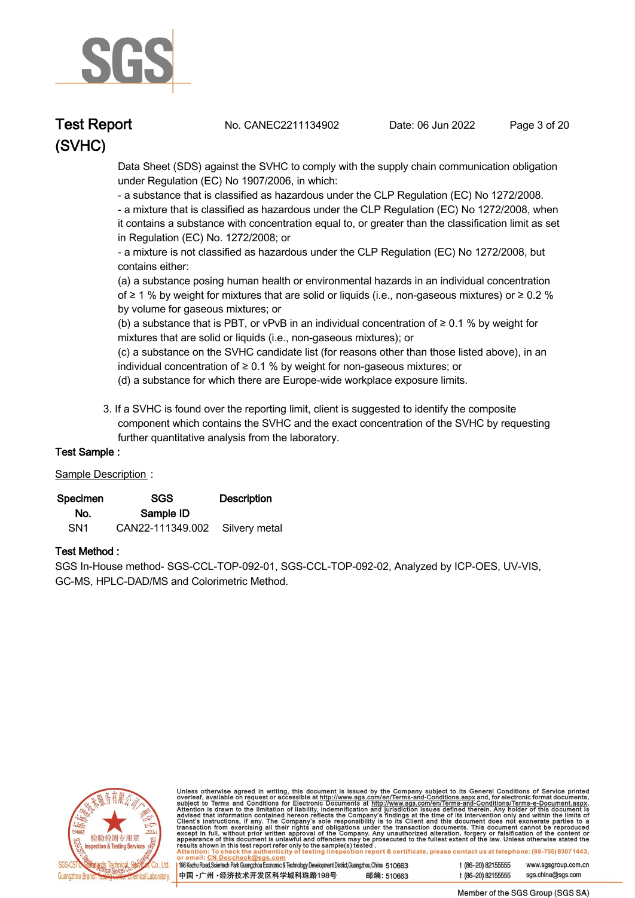Data Sheet (SDS) against the SVHC to comply with the supply chain communication obligation under Regulation (EC) No 1907/2006, in which:

- a substance that is classified as hazardous under the CLP Regulation (EC) No 1272/2008.
- a mixture that is classified as hazardous under the CLP Regulation (EC) No 1272/2008, when it contains a substance with concentration equal to, or greater than the classification limit as set in Regulation (EC) No. 1272/2008; or
- a mixture is not classified as hazardous under the CLP Regulation (EC) No 1272/2008, but contains either:

(a) a substance posing human health or environmental hazards in an individual concentration of ≥ 1 % by weight for mixtures that are solid or liquids (i.e., non-gaseous mixtures) or ≥ 0.2 % by volume for gaseous mixtures; or

(b) a substance that is PBT, or vPvB in an individual concentration of ≥ 0.1 % by weight for mixtures that are solid or liquids (i.e., non-gaseous mixtures); or

(c) a substance on the SVHC candidate list (for reasons other than those listed above), in an individual concentration of ≥ 0.1 % by weight for non-gaseous mixtures; or

(d) a substance for which there are Europe-wide workplace exposure limits.

3. If a SVHC is found over the reporting limit, client is suggested to identify the composite component which contains the SVHC and the exact concentration of the SVHC by requesting further quantitative analysis from the laboratory.

**Test Sample :**

Sample Description :

| Specimen No. | SGS Sample ID | Description |
|---|---|---|
| SN1 | CAN22-111349.002 | Silvery metal |

**Test Method :**

SGS In-House method- SGS-CCL-TOP-092-01, SGS-CCL-TOP-092-02, Analyzed by ICP-OES, UV-VIS, GC-MS, HPLC-DAD/MS and Colorimetric Method.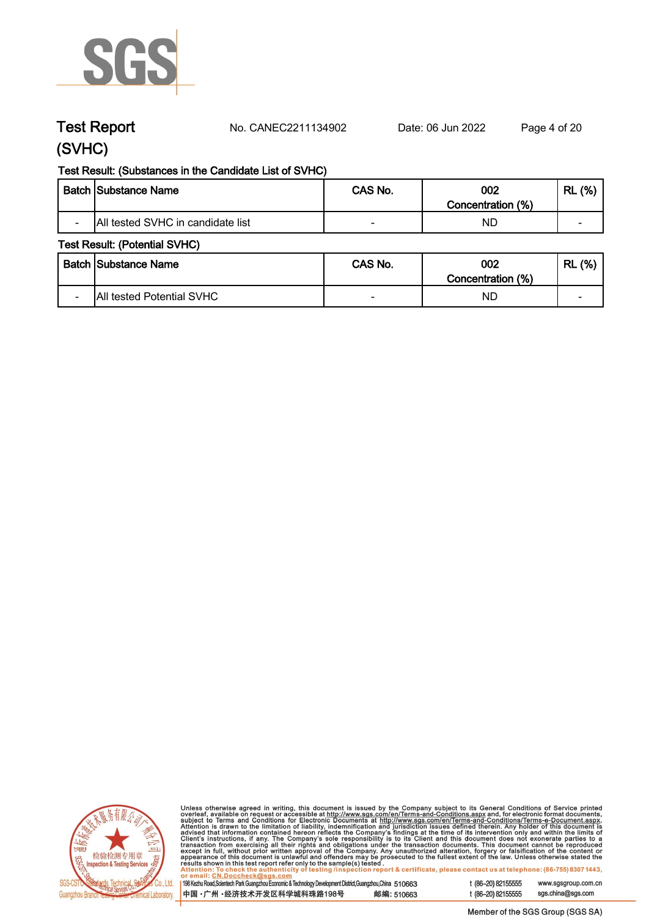# Test Report

No. CANEC2211134902 Date: 06 Jun 2022

(SVHC)

Test Result: (Substances in the Candidate List of SVHC)

| Batch | Substance Name | CAS No. | 002 Concentration (%) | RL (%) |
|---|---|---|---|---|
| - | All tested SVHC in candidate list | - | ND | - |

Test Result: (Potential SVHC)

| Batch | Substance Name | CAS No. | 002 Concentration (%) | RL (%) |
|---|---|---|---|---|
| - | All tested Potential SVHC | - | ND | - |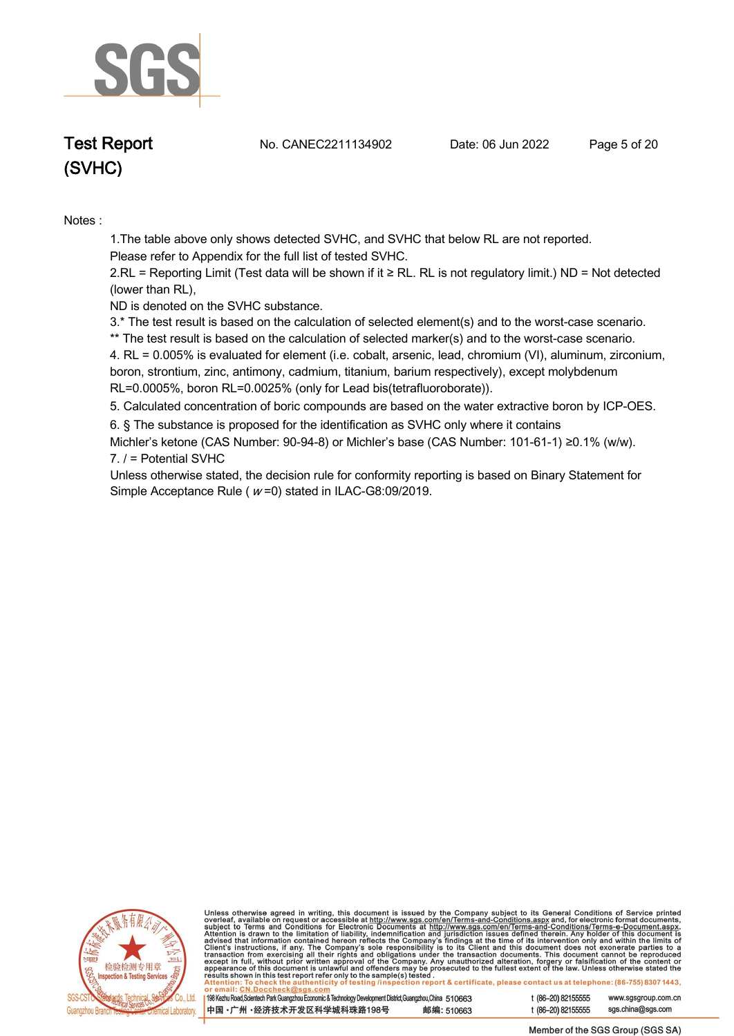Notes :

1.The table above only shows detected SVHC, and SVHC that below RL are not reported.
Please refer to Appendix for the full list of tested SVHC.
2.RL = Reporting Limit (Test data will be shown if it ≥ RL. RL is not regulatory limit.) ND = Not detected (lower than RL),
ND is denoted on the SVHC substance.
3.* The test result is based on the calculation of selected element(s) and to the worst-case scenario.
** The test result is based on the calculation of selected marker(s) and to the worst-case scenario.
4. RL = 0.005% is evaluated for element (i.e. cobalt, arsenic, lead, chromium (VI), aluminum, zirconium, boron, strontium, zinc, antimony, cadmium, titanium, barium respectively), except molybdenum RL=0.0005%, boron RL=0.0025% (only for Lead bis(tetrafluoroborate)).
5. Calculated concentration of boric compounds are based on the water extractive boron by ICP-OES.
6. § The substance is proposed for the identification as SVHC only where it contains
Michler's ketone (CAS Number: 90-94-8) or Michler's base (CAS Number: 101-61-1) ≥0.1% (w/w).
7. / = Potential SVHC
Unless otherwise stated, the decision rule for conformity reporting is based on Binary Statement for Simple Acceptance Rule ( $w$ =0) stated in ILAC-G8:09/2019.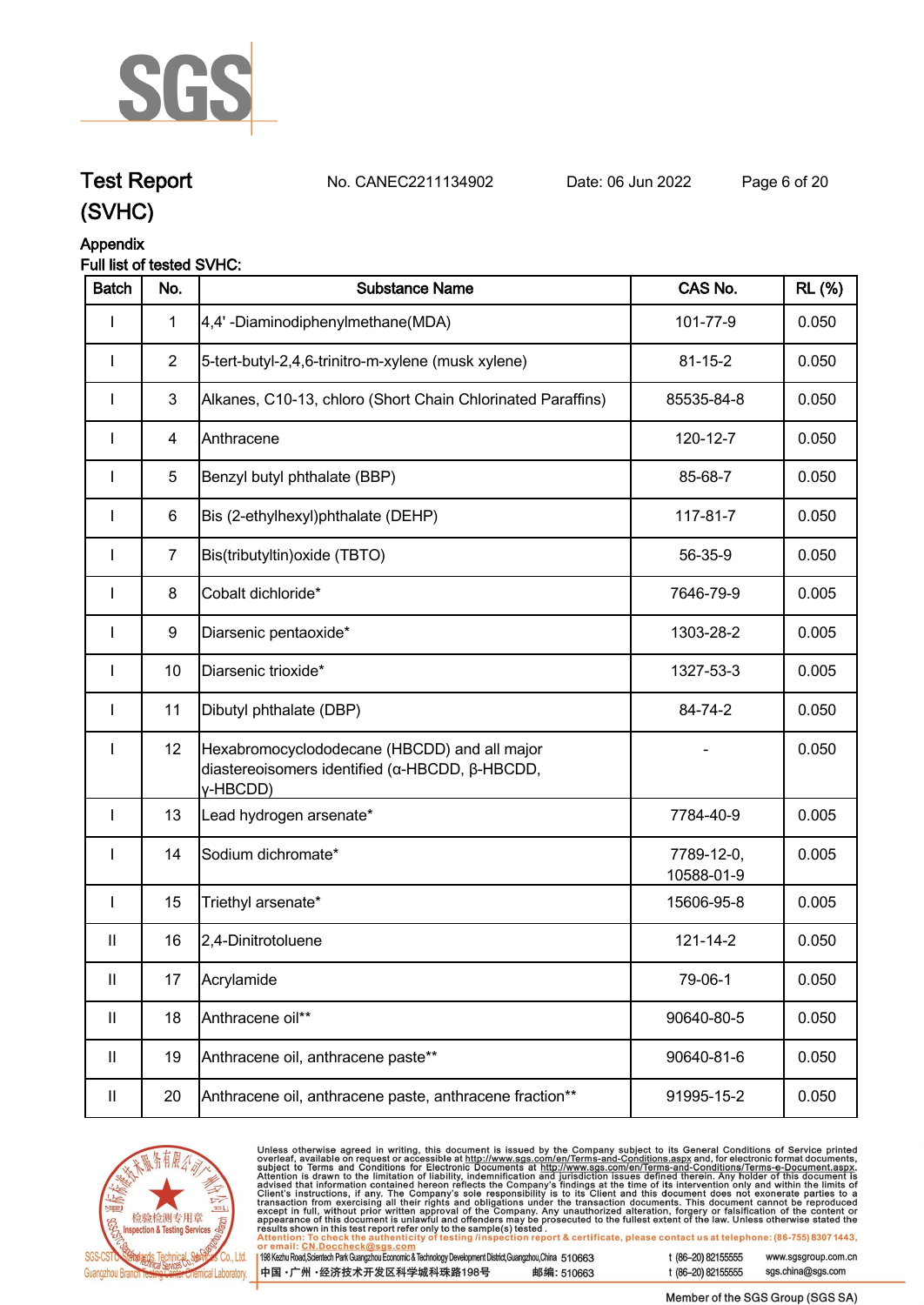# Test Report (SVHC)

No. CANEC2211134902 Date: 06 Jun 2022

## Appendix

**Full list of tested SVHC:**

| Batch | No. | Substance Name | CAS No. | RL (%) |
|---|---|---|---|---|
| I | 1 | 4,4' -Diaminodiphenylmethane(MDA) | 101-77-9 | 0.050 |
| I | 2 | 5-tert-butyl-2,4,6-trinitro-m-xylene (musk xylene) | 81-15-2 | 0.050 |
| I | 3 | Alkanes, C10-13, chloro (Short Chain Chlorinated Paraffins) | 85535-84-8 | 0.050 |
| I | 4 | Anthracene | 120-12-7 | 0.050 |
| I | 5 | Benzyl butyl phthalate (BBP) | 85-68-7 | 0.050 |
| I | 6 | Bis (2-ethylhexyl)phthalate (DEHP) | 117-81-7 | 0.050 |
| I | 7 | Bis(tributyltin)oxide (TBTO) | 56-35-9 | 0.050 |
| I | 8 | Cobalt dichloride* | 7646-79-9 | 0.005 |
| I | 9 | Diarsenic pentaoxide* | 1303-28-2 | 0.005 |
| I | 10 | Diarsenic trioxide* | 1327-53-3 | 0.005 |
| I | 11 | Dibutyl phthalate (DBP) | 84-74-2 | 0.050 |
| I | 12 | Hexabromocyclododecane (HBCDD) and all major diastereoisomers identified (α-HBCDD, β-HBCDD, γ-HBCDD) | - | 0.050 |
| I | 13 | Lead hydrogen arsenate* | 7784-40-9 | 0.005 |
| I | 14 | Sodium dichromate* | 7789-12-0, 10588-01-9 | 0.005 |
| I | 15 | Triethyl arsenate* | 15606-95-8 | 0.005 |
| II | 16 | 2,4-Dinitrotoluene | 121-14-2 | 0.050 |
| II | 17 | Acrylamide | 79-06-1 | 0.050 |
| II | 18 | Anthracene oil** | 90640-80-5 | 0.050 |
| II | 19 | Anthracene oil, anthracene paste** | 90640-81-6 | 0.050 |
| II | 20 | Anthracene oil, anthracene paste, anthracene fraction** | 91995-15-2 | 0.050 |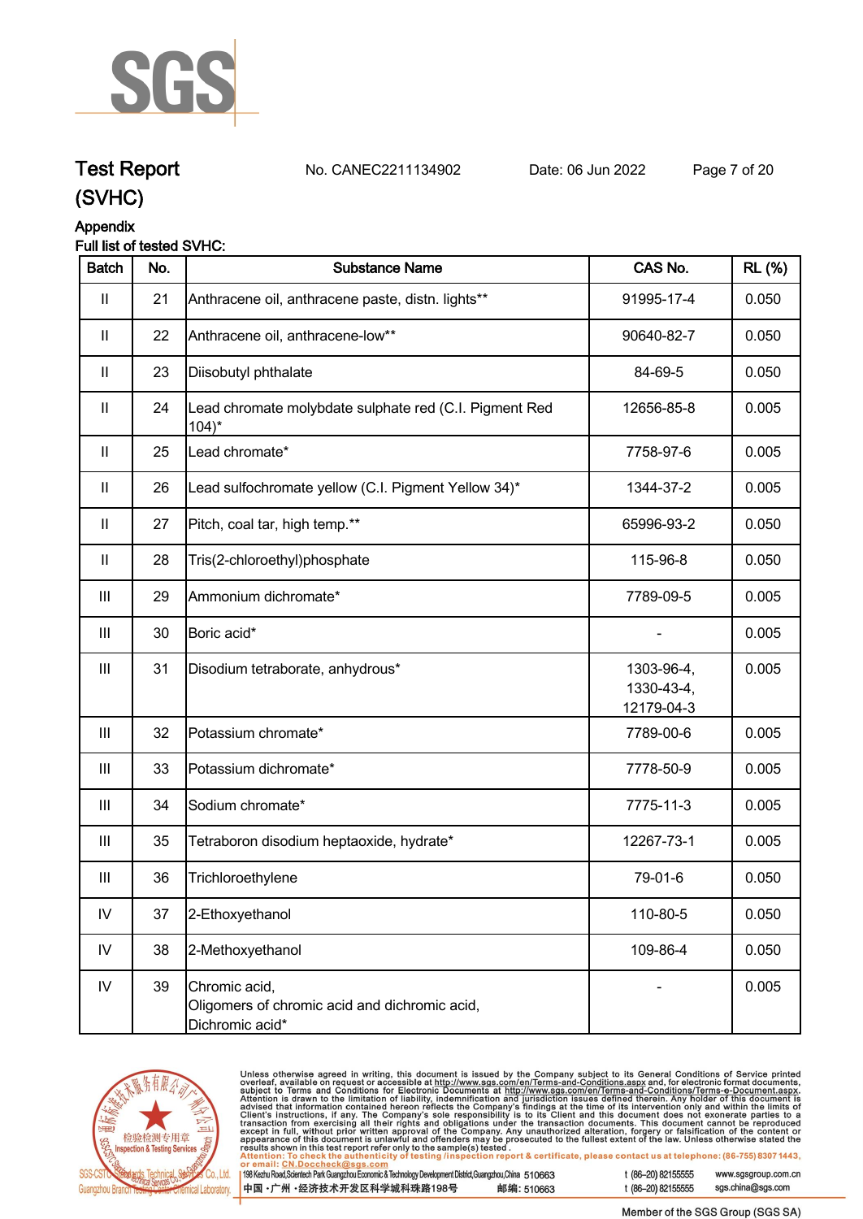# Test Report (SVHC)

No. CANEC2211134902 Date: 06 Jun 2022

## Appendix

Full list of tested SVHC:

| Batch | No. | Substance Name | CAS No. | RL (%) |
|---|---|---|---|---|
| II | 21 | Anthracene oil, anthracene paste, distn. lights** | 91995-17-4 | 0.050 |
| II | 22 | Anthracene oil, anthracene-low** | 90640-82-7 | 0.050 |
| II | 23 | Diisobutyl phthalate | 84-69-5 | 0.050 |
| II | 24 | Lead chromate molybdate sulphate red (C.I. Pigment Red 104)* | 12656-85-8 | 0.005 |
| II | 25 | Lead chromate* | 7758-97-6 | 0.005 |
| II | 26 | Lead sulfochromate yellow (C.I. Pigment Yellow 34)* | 1344-37-2 | 0.005 |
| II | 27 | Pitch, coal tar, high temp.** | 65996-93-2 | 0.050 |
| II | 28 | Tris(2-chloroethyl)phosphate | 115-96-8 | 0.050 |
| III | 29 | Ammonium dichromate* | 7789-09-5 | 0.005 |
| III | 30 | Boric acid* | - | 0.005 |
| III | 31 | Disodium tetraborate, anhydrous* | 1303-96-4, 1330-43-4, 12179-04-3 | 0.005 |
| III | 32 | Potassium chromate* | 7789-00-6 | 0.005 |
| III | 33 | Potassium dichromate* | 7778-50-9 | 0.005 |
| III | 34 | Sodium chromate* | 7775-11-3 | 0.005 |
| III | 35 | Tetraboron disodium heptaoxide, hydrate* | 12267-73-1 | 0.005 |
| III | 36 | Trichloroethylene | 79-01-6 | 0.050 |
| IV | 37 | 2-Ethoxyethanol | 110-80-5 | 0.050 |
| IV | 38 | 2-Methoxyethanol | 109-86-4 | 0.050 |
| IV | 39 | Chromic acid, Oligomers of chromic acid and dichromic acid, Dichromic acid* | - | 0.005 |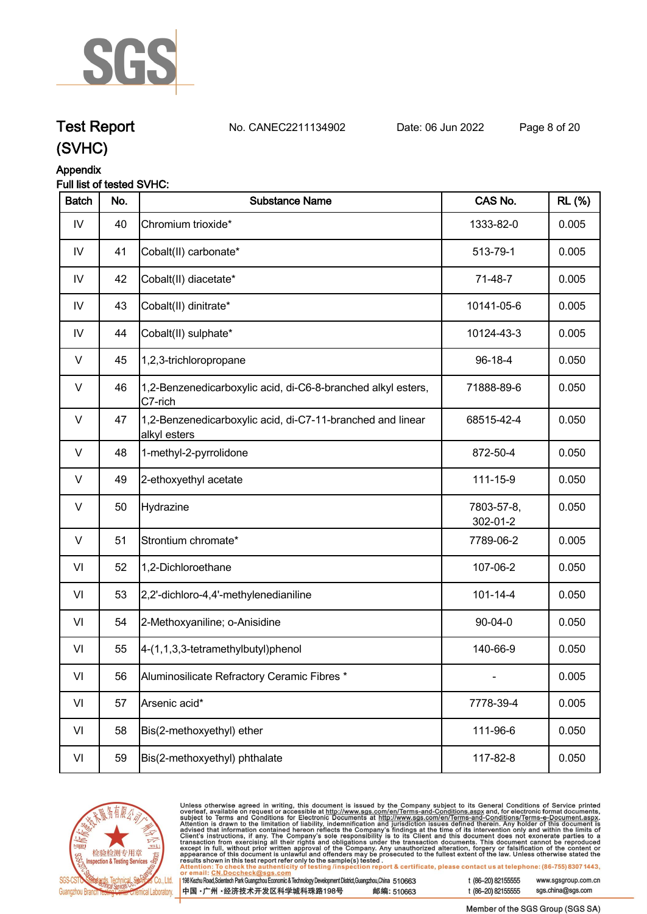# Test Report (SVHC)

No. CANEC2211134902 Date: 06 Jun 2022

## Appendix

Full list of tested SVHC:

| Batch | No. | Substance Name | CAS No. | RL (%) |
|---|---|---|---|---|
| IV | 40 | Chromium trioxide* | 1333-82-0 | 0.005 |
| IV | 41 | Cobalt(II) carbonate* | 513-79-1 | 0.005 |
| IV | 42 | Cobalt(II) diacetate* | 71-48-7 | 0.005 |
| IV | 43 | Cobalt(II) dinitrate* | 10141-05-6 | 0.005 |
| IV | 44 | Cobalt(II) sulphate* | 10124-43-3 | 0.005 |
| V | 45 | 1,2,3-trichloropropane | 96-18-4 | 0.050 |
| V | 46 | 1,2-Benzenedicarboxylic acid, di-C6-8-branched alkyl esters, C7-rich | 71888-89-6 | 0.050 |
| V | 47 | 1,2-Benzenedicarboxylic acid, di-C7-11-branched and linear alkyl esters | 68515-42-4 | 0.050 |
| V | 48 | 1-methyl-2-pyrrolidone | 872-50-4 | 0.050 |
| V | 49 | 2-ethoxyethyl acetate | 111-15-9 | 0.050 |
| V | 50 | Hydrazine | 7803-57-8, 302-01-2 | 0.050 |
| V | 51 | Strontium chromate* | 7789-06-2 | 0.005 |
| VI | 52 | 1,2-Dichloroethane | 107-06-2 | 0.050 |
| VI | 53 | 2,2'-dichloro-4,4'-methylenedianiline | 101-14-4 | 0.050 |
| VI | 54 | 2-Methoxyaniline; o-Anisidine | 90-04-0 | 0.050 |
| VI | 55 | 4-(1,1,3,3-tetramethylbutyl)phenol | 140-66-9 | 0.050 |
| VI | 56 | Aluminosilicate Refractory Ceramic Fibres * | - | 0.005 |
| VI | 57 | Arsenic acid* | 7778-39-4 | 0.005 |
| VI | 58 | Bis(2-methoxyethyl) ether | 111-96-6 | 0.050 |
| VI | 59 | Bis(2-methoxyethyl) phthalate | 117-82-8 | 0.050 |

Unless otherwise agreed in writing, this document is issued by the Company subject to its General Conditions of Service printed overleaf, available on request or accessible at http://www.sgs.com/en/Terms-and-Conditions.aspx and, for electronic format documents, subject to Terms and Conditions for Electronic Documents at http://www.sgs.com/en/Terms-and-Conditions/Terms-e-Document.aspx. Attention is drawn to the limitation of liability, indemnification and jurisdiction issues defined therein. Any holder of this document is advised that information contained hereon reflects the Company's findings at the time of its intervention only and within the limits of Client's instructions, if any. The Company's sole responsibility is to its Client and this document does not exonerate parties to a transaction from exercising all their rights and obligations under the transaction documents. This document cannot be reproduced except in full, without prior written approval of the Company. Any unauthorized alteration, forgery or falsification of the content or appearance of this document is unlawful and offenders may be prosecuted to the fullest extent of the law. Unless otherwise stated the results shown in this test report refer only to the sample(s) tested.

Attention: To check the authenticity of testing /inspection report & certificate, please contact us at telephone: (86-755) 8307 1443, or email: CN.Doccheck@sgs.com

198 Kezhu Road,Scientech Park Guangzhou Economic & Technology Development District,Guangzhou,China 510663 t (86-20) 82155555 www.sgsgroup.com.cn

中国・广州・经济技术开发区科学城科珠路198号 邮编: 510663 t (86-20) 82155555 sgs.china@sgs.com

Member of the SGS Group (SGS SA)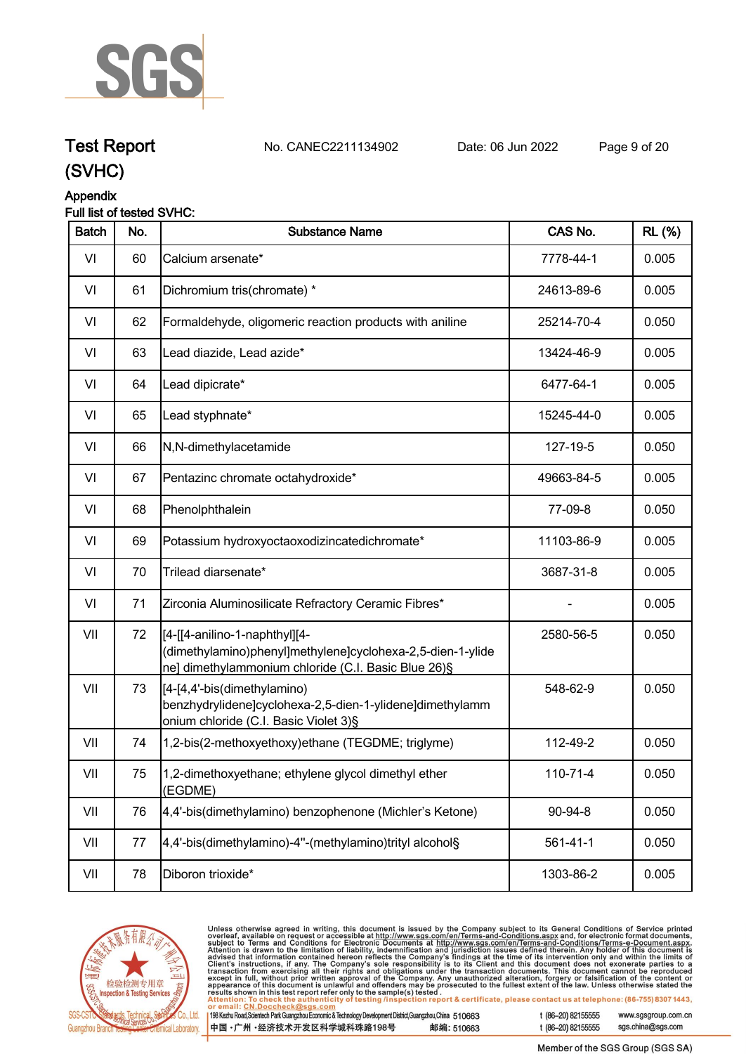# Test Report (SVHC)

No. CANEC2211134902 Date: 06 Jun 2022

## Appendix

Full list of tested SVHC:

| Batch | No. | Substance Name | CAS No. | RL (%) |
|---|---|---|---|---|
| VI | 60 | Calcium arsenate* | 7778-44-1 | 0.005 |
| VI | 61 | Dichromium tris(chromate) * | 24613-89-6 | 0.005 |
| VI | 62 | Formaldehyde, oligomeric reaction products with aniline | 25214-70-4 | 0.050 |
| VI | 63 | Lead diazide, Lead azide* | 13424-46-9 | 0.005 |
| VI | 64 | Lead dipicrate* | 6477-64-1 | 0.005 |
| VI | 65 | Lead styphnate* | 15245-44-0 | 0.005 |
| VI | 66 | N,N-dimethylacetamide | 127-19-5 | 0.050 |
| VI | 67 | Pentazinc chromate octahydroxide* | 49663-84-5 | 0.005 |
| VI | 68 | Phenolphthalein | 77-09-8 | 0.050 |
| VI | 69 | Potassium hydroxyoctaoxodizincatedichromate* | 11103-86-9 | 0.005 |
| VI | 70 | Trilead diarsenate* | 3687-31-8 | 0.005 |
| VI | 71 | Zirconia Aluminosilicate Refractory Ceramic Fibres* | - | 0.005 |
| VII | 72 | [4-[[4-anilino-1-naphthyl][4-(dimethylamino)phenyl]methylene]cyclohexa-2,5-dien-1-ylidene] dimethylammonium chloride (C.I. Basic Blue 26)§ | 2580-56-5 | 0.050 |
| VII | 73 | [4-[4,4'-bis(dimethylamino) benzhydrylidene]cyclohexa-2,5-dien-1-ylidene]dimethylammonium chloride (C.I. Basic Violet 3)§ | 548-62-9 | 0.050 |
| VII | 74 | 1,2-bis(2-methoxyethoxy)ethane (TEGDME; triglyme) | 112-49-2 | 0.050 |
| VII | 75 | 1,2-dimethoxyethane; ethylene glycol dimethyl ether (EGDME) | 110-71-4 | 0.050 |
| VII | 76 | 4,4'-bis(dimethylamino) benzophenone (Michler's Ketone) | 90-94-8 | 0.050 |
| VII | 77 | 4,4'-bis(dimethylamino)-4''-(methylamino)trityl alcohol§ | 561-41-1 | 0.050 |
| VII | 78 | Diboron trioxide* | 1303-86-2 | 0.005 |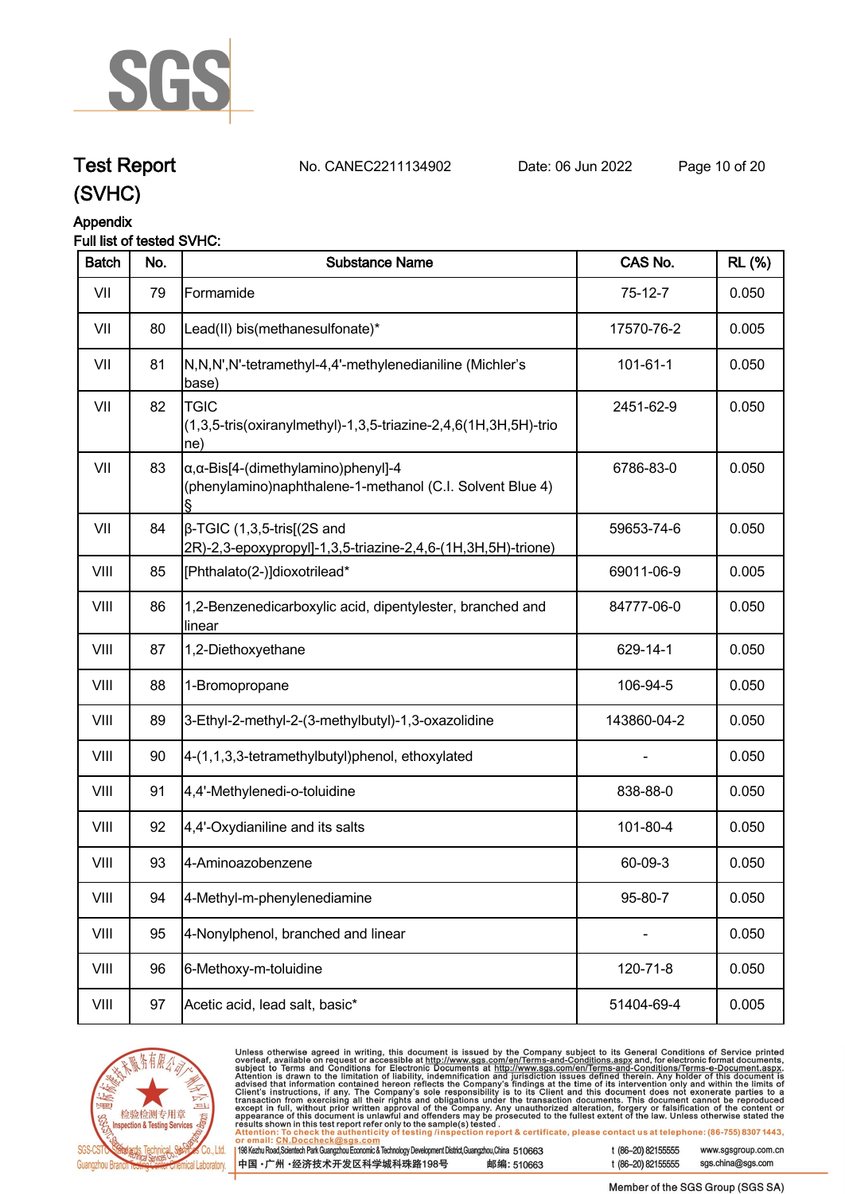Test Report (SVHC) No. CANEC2211134902 Date: 06 Jun 2022

Appendix

Full list of tested SVHC:

| Batch | No. | Substance Name | CAS No. | RL (%) |
|---|---|---|---|---|
| VII | 79 | Formamide | 75-12-7 | 0.050 |
| VII | 80 | Lead(II) bis(methanesulfonate)* | 17570-76-2 | 0.005 |
| VII | 81 | N,N,N',N'-tetramethyl-4,4'-methylenedianiline (Michler's base) | 101-61-1 | 0.050 |
| VII | 82 | TGIC (1,3,5-tris(oxiranylmethyl)-1,3,5-triazine-2,4,6(1H,3H,5H)-trione) | 2451-62-9 | 0.050 |
| VII | 83 | α,α-Bis[4-(dimethylamino)phenyl]-4 (phenylamino)naphthalene-1-methanol (C.I. Solvent Blue 4) § | 6786-83-0 | 0.050 |
| VII | 84 | β-TGIC (1,3,5-tris[(2S and 2R)-2,3-epoxypropyl]-1,3,5-triazine-2,4,6-(1H,3H,5H)-trione) | 59653-74-6 | 0.050 |
| VIII | 85 | [Phthalato(2-)]dioxotrilead* | 69011-06-9 | 0.005 |
| VIII | 86 | 1,2-Benzenedicarboxylic acid, dipentylester, branched and linear | 84777-06-0 | 0.050 |
| VIII | 87 | 1,2-Diethoxyethane | 629-14-1 | 0.050 |
| VIII | 88 | 1-Bromopropane | 106-94-5 | 0.050 |
| VIII | 89 | 3-Ethyl-2-methyl-2-(3-methylbutyl)-1,3-oxazolidine | 143860-04-2 | 0.050 |
| VIII | 90 | 4-(1,1,3,3-tetramethylbutyl)phenol, ethoxylated | - | 0.050 |
| VIII | 91 | 4,4'-Methylenedi-o-toluidine | 838-88-0 | 0.050 |
| VIII | 92 | 4,4'-Oxydianiline and its salts | 101-80-4 | 0.050 |
| VIII | 93 | 4-Aminoazobenzene | 60-09-3 | 0.050 |
| VIII | 94 | 4-Methyl-m-phenylenediamine | 95-80-7 | 0.050 |
| VIII | 95 | 4-Nonylphenol, branched and linear | - | 0.050 |
| VIII | 96 | 6-Methoxy-m-toluidine | 120-71-8 | 0.050 |
| VIII | 97 | Acetic acid, lead salt, basic* | 51404-69-4 | 0.005 |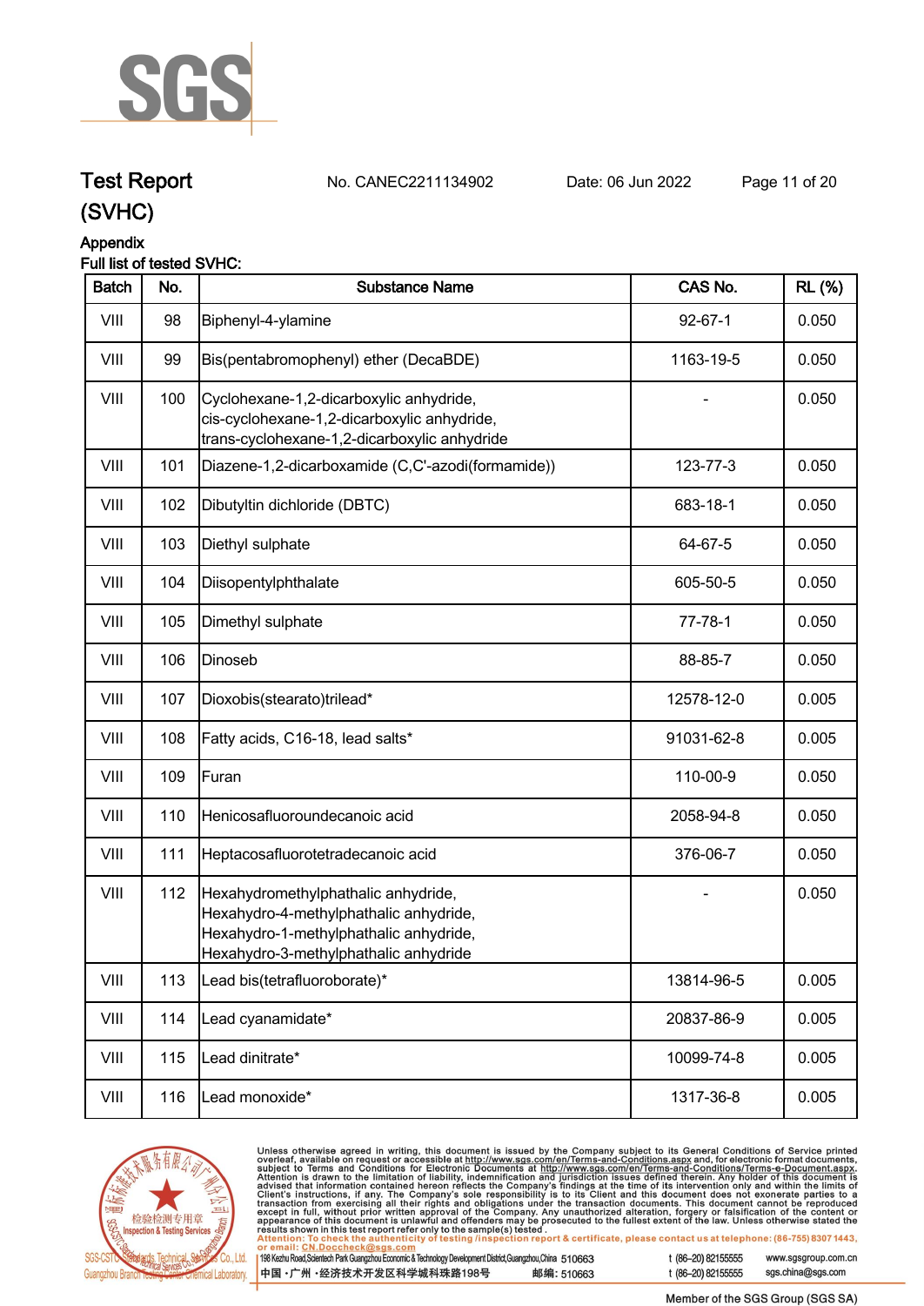# Test Report (SVHC)

No. CANEC2211134902　　Date: 06 Jun 2022

## Appendix

Full list of tested SVHC:

| Batch | No. | Substance Name | CAS No. | RL (%) |
|---|---|---|---|---|
| VIII | 98 | Biphenyl-4-ylamine | 92-67-1 | 0.050 |
| VIII | 99 | Bis(pentabromophenyl) ether (DecaBDE) | 1163-19-5 | 0.050 |
| VIII | 100 | Cyclohexane-1,2-dicarboxylic anhydride, cis-cyclohexane-1,2-dicarboxylic anhydride, trans-cyclohexane-1,2-dicarboxylic anhydride | - | 0.050 |
| VIII | 101 | Diazene-1,2-dicarboxamide (C,C'-azodi(formamide)) | 123-77-3 | 0.050 |
| VIII | 102 | Dibutyltin dichloride (DBTC) | 683-18-1 | 0.050 |
| VIII | 103 | Diethyl sulphate | 64-67-5 | 0.050 |
| VIII | 104 | Diisopentylphthalate | 605-50-5 | 0.050 |
| VIII | 105 | Dimethyl sulphate | 77-78-1 | 0.050 |
| VIII | 106 | Dinoseb | 88-85-7 | 0.050 |
| VIII | 107 | Dioxobis(stearato)trilead* | 12578-12-0 | 0.005 |
| VIII | 108 | Fatty acids, C16-18, lead salts* | 91031-62-8 | 0.005 |
| VIII | 109 | Furan | 110-00-9 | 0.050 |
| VIII | 110 | Henicosafluoroundecanoic acid | 2058-94-8 | 0.050 |
| VIII | 111 | Heptacosafluorotetradecanoic acid | 376-06-7 | 0.050 |
| VIII | 112 | Hexahydromethylphathalic anhydride, Hexahydro-4-methylphathalic anhydride, Hexahydro-1-methylphathalic anhydride, Hexahydro-3-methylphathalic anhydride | - | 0.050 |
| VIII | 113 | Lead bis(tetrafluoroborate)* | 13814-96-5 | 0.005 |
| VIII | 114 | Lead cyanamidate* | 20837-86-9 | 0.005 |
| VIII | 115 | Lead dinitrate* | 10099-74-8 | 0.005 |
| VIII | 116 | Lead monoxide* | 1317-36-8 | 0.005 |

Unless otherwise agreed in writing, this document is issued by the Company subject to its General Conditions of Service printed overleaf, available on request or accessible at http://www.sgs.com/en/Terms-and-Conditions.aspx and, for electronic format documents, subject to Terms and Conditions for Electronic Documents at http://www.sgs.com/en/Terms-and-Conditions/Terms-e-Document.aspx. Attention is drawn to the limitation of liability, indemnification and jurisdiction issues defined therein. Any holder of this document is advised that information contained hereon reflects the Company's findings at the time of its intervention only and within the limits of Client's instructions, if any. The Company's sole responsibility is to its Client and this document does not exonerate parties to a transaction from exercising all their rights and obligations under the transaction documents. This document cannot be reproduced except in full, without prior written approval of the Company. Any unauthorized alteration, forgery or falsification of the content or appearance of this document is unlawful and offenders may be prosecuted to the fullest extent of the law. Unless otherwise stated the results shown in this test report refer only to the sample(s) tested.

Attention: To check the authenticity of testing /inspection report & certificate, please contact us at telephone: (86-755) 8307 1443, or email: CN.Doccheck@sgs.com

198 Kezhu Road,Scientech Park Guangzhou Economic & Technology Development District,Guangzhou,China 510663　t (86–20) 82155555　www.sgsgroup.com.cn

中国・广州・经济技术开发区科学城科珠路198号　邮编: 510663　t (86–20) 82155555　sgs.china@sgs.com

Member of the SGS Group (SGS SA)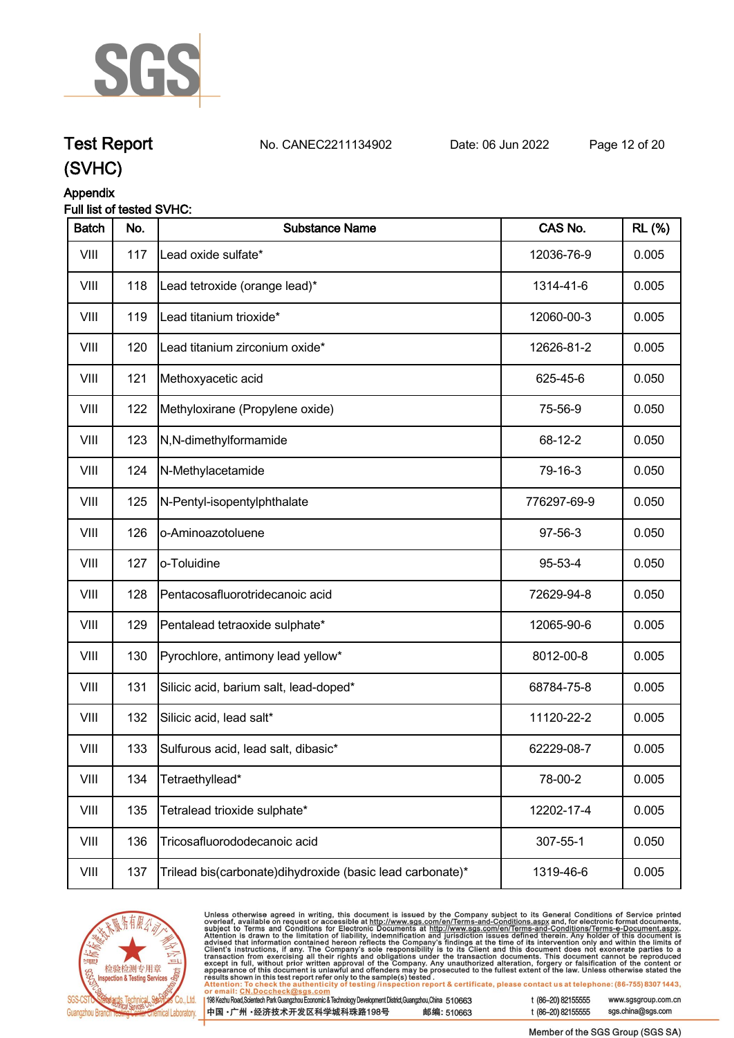# Test Report (SVHC)

No. CANEC2211134902 Date: 06 Jun 2022

## Appendix

Full list of tested SVHC:

| Batch | No. | Substance Name | CAS No. | RL (%) |
|---|---|---|---|---|
| VIII | 117 | Lead oxide sulfate* | 12036-76-9 | 0.005 |
| VIII | 118 | Lead tetroxide (orange lead)* | 1314-41-6 | 0.005 |
| VIII | 119 | Lead titanium trioxide* | 12060-00-3 | 0.005 |
| VIII | 120 | Lead titanium zirconium oxide* | 12626-81-2 | 0.005 |
| VIII | 121 | Methoxyacetic acid | 625-45-6 | 0.050 |
| VIII | 122 | Methyloxirane (Propylene oxide) | 75-56-9 | 0.050 |
| VIII | 123 | N,N-dimethylformamide | 68-12-2 | 0.050 |
| VIII | 124 | N-Methylacetamide | 79-16-3 | 0.050 |
| VIII | 125 | N-Pentyl-isopentylphthalate | 776297-69-9 | 0.050 |
| VIII | 126 | o-Aminoazotoluene | 97-56-3 | 0.050 |
| VIII | 127 | o-Toluidine | 95-53-4 | 0.050 |
| VIII | 128 | Pentacosafluorotridecanoic acid | 72629-94-8 | 0.050 |
| VIII | 129 | Pentalead tetraoxide sulphate* | 12065-90-6 | 0.005 |
| VIII | 130 | Pyrochlore, antimony lead yellow* | 8012-00-8 | 0.005 |
| VIII | 131 | Silicic acid, barium salt, lead-doped* | 68784-75-8 | 0.005 |
| VIII | 132 | Silicic acid, lead salt* | 11120-22-2 | 0.005 |
| VIII | 133 | Sulfurous acid, lead salt, dibasic* | 62229-08-7 | 0.005 |
| VIII | 134 | Tetraethyllead* | 78-00-2 | 0.005 |
| VIII | 135 | Tetralead trioxide sulphate* | 12202-17-4 | 0.005 |
| VIII | 136 | Tricosafluorododecanoic acid | 307-55-1 | 0.050 |
| VIII | 137 | Trilead bis(carbonate)dihydroxide (basic lead carbonate)* | 1319-46-6 | 0.005 |

Unless otherwise agreed in writing, this document is issued by the Company subject to its General Conditions of Service printed overleaf, available on request or accessible at http://www.sgs.com/en/Terms-and-Conditions.aspx and, for electronic format documents, subject to Terms and Conditions for Electronic Documents at http://www.sgs.com/en/Terms-and-Conditions/Terms-e-Document.aspx. Attention is drawn to the limitation of liability, indemnification and jurisdiction issues defined therein. Any holder of this document is advised that information contained hereon reflects the Company's findings at the time of its intervention only and within the limits of Client's instructions, if any. The Company's sole responsibility is to its Client and this document does not exonerate parties to a transaction from exercising all their rights and obligations under the transaction documents. This document cannot be reproduced except in full, without prior written approval of the Company. Any unauthorized alteration, forgery or falsification of the content or appearance of this document is unlawful and offenders may be prosecuted to the fullest extent of the law. Unless otherwise stated the results shown in this test report refer only to the sample(s) tested.

Attention: To check the authenticity of testing /inspection report & certificate, please contact us at telephone: (86-755) 8307 1443, or email: CN.Doccheck@sgs.com

198 Kezhu Road,Scientech Park Guangzhou Economic & Technology Development District,Guangzhou,China 510663 t (86–20) 82155555 www.sgsgroup.com.cn

中国・广州・经济技术开发区科学城科珠路198号 邮编: 510663 t (86–20) 82155555 sgs.china@sgs.com

Member of the SGS Group (SGS SA)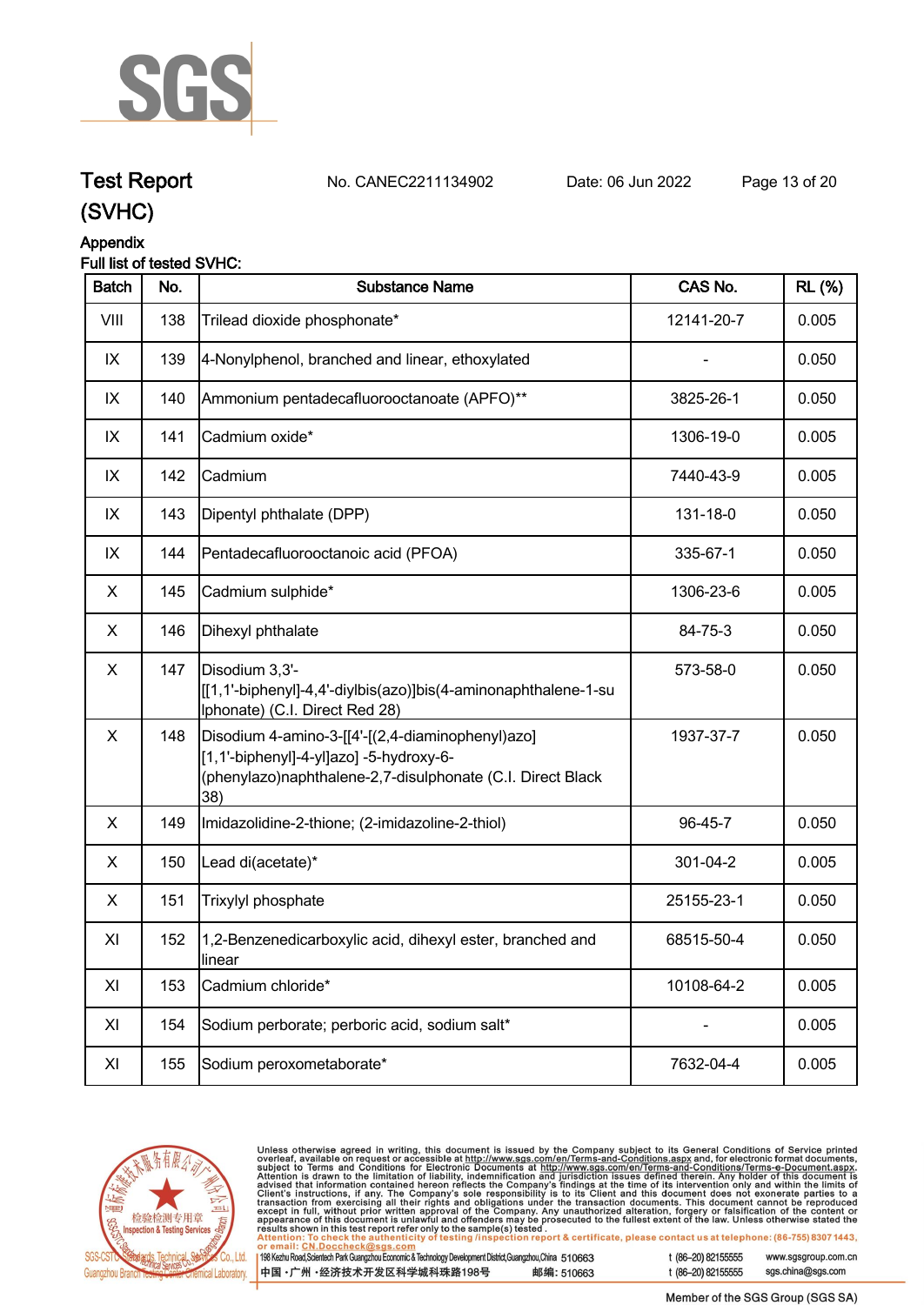# Test Report (SVHC)

No. CANEC2211134902 Date: 06 Jun 2022

## Appendix

Full list of tested SVHC:

| Batch | No. | Substance Name | CAS No. | RL (%) |
|---|---|---|---|---|
| VIII | 138 | Trilead dioxide phosphonate* | 12141-20-7 | 0.005 |
| IX | 139 | 4-Nonylphenol, branched and linear, ethoxylated | - | 0.050 |
| IX | 140 | Ammonium pentadecafluorooctanoate (APFO)** | 3825-26-1 | 0.050 |
| IX | 141 | Cadmium oxide* | 1306-19-0 | 0.005 |
| IX | 142 | Cadmium | 7440-43-9 | 0.005 |
| IX | 143 | Dipentyl phthalate (DPP) | 131-18-0 | 0.050 |
| IX | 144 | Pentadecafluorooctanoic acid (PFOA) | 335-67-1 | 0.050 |
| X | 145 | Cadmium sulphide* | 1306-23-6 | 0.005 |
| X | 146 | Dihexyl phthalate | 84-75-3 | 0.050 |
| X | 147 | Disodium 3,3'-[[1,1'-biphenyl]-4,4'-diylbis(azo)]bis(4-aminonaphthalene-1-sulphonate) (C.I. Direct Red 28) | 573-58-0 | 0.050 |
| X | 148 | Disodium 4-amino-3-[[4'-[(2,4-diaminophenyl)azo][1,1'-biphenyl]-4-yl]azo] -5-hydroxy-6-(phenylazo)naphthalene-2,7-disulphonate (C.I. Direct Black 38) | 1937-37-7 | 0.050 |
| X | 149 | Imidazolidine-2-thione; (2-imidazoline-2-thiol) | 96-45-7 | 0.050 |
| X | 150 | Lead di(acetate)* | 301-04-2 | 0.005 |
| X | 151 | Trixylyl phosphate | 25155-23-1 | 0.050 |
| XI | 152 | 1,2-Benzenedicarboxylic acid, dihexyl ester, branched and linear | 68515-50-4 | 0.050 |
| XI | 153 | Cadmium chloride* | 10108-64-2 | 0.005 |
| XI | 154 | Sodium perborate; perboric acid, sodium salt* | - | 0.005 |
| XI | 155 | Sodium peroxometaborate* | 7632-04-4 | 0.005 |

Unless otherwise agreed in writing, this document is issued by the Company subject to its General Conditions of Service printed overleaf, available on request or accessible at http://www.sgs.com/en/Terms-and-Conditions.aspx and, for electronic format documents, subject to Terms and Conditions for Electronic Documents at http://www.sgs.com/en/Terms-and-Conditions/Terms-e-Document.aspx. Attention is drawn to the limitation of liability, indemnification and jurisdiction issues defined therein. Any holder of this document is advised that information contained hereon reflects the Company's findings at the time of its intervention only and within the limits of Client's instructions, if any. The Company's sole responsibility is to its Client and this document does not exonerate parties to a transaction from exercising all their rights and obligations under the transaction documents. This document cannot be reproduced except in full, without prior written approval of the Company. Any unauthorized alteration, forgery or falsification of the content or appearance of this document is unlawful and offenders may be prosecuted to the fullest extent of the law. Unless otherwise stated the results shown in this test report refer only to the sample(s) tested.

Attention: To check the authenticity of testing /inspection report & certificate, please contact us at telephone: (86-755) 8307 1443, or email: CN.Doccheck@sgs.com

198 Kezhu Road,Scientech Park Guangzhou Economic & Technology Development District,Guangzhou,China 510663 t (86–20) 82155555 www.sgsgroup.com.cn

中国 ·广州 ·经济技术开发区科学城科珠路198号 邮编: 510663 t (86–20) 82155555 sgs.china@sgs.com

Member of the SGS Group (SGS SA)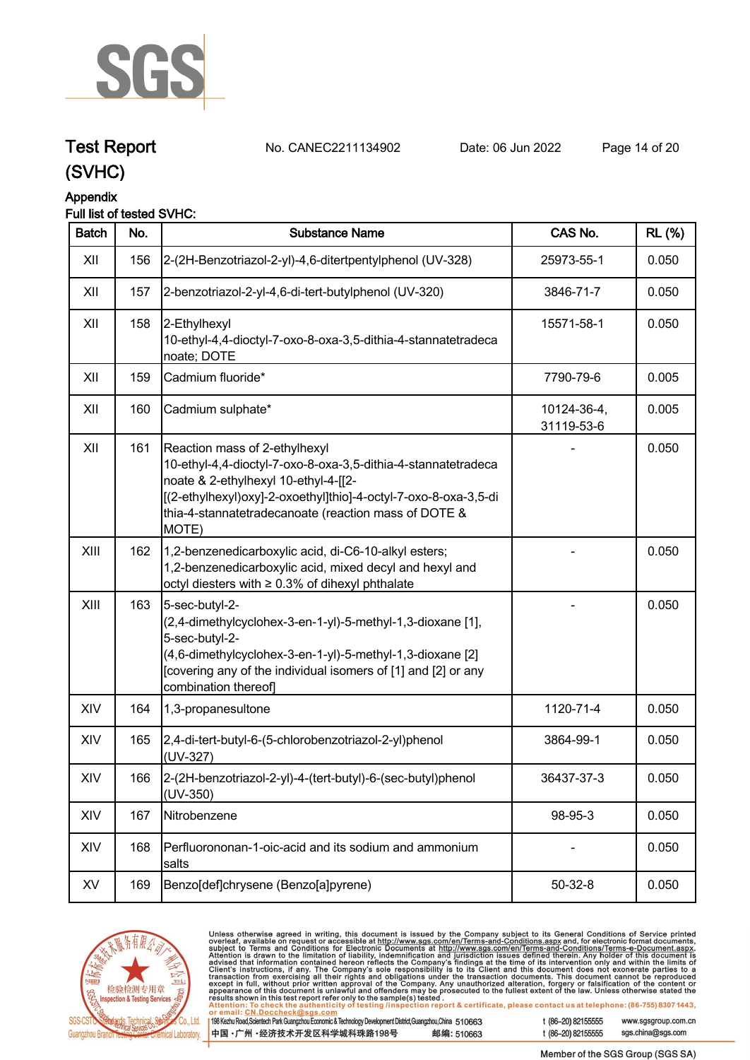# Test Report (SVHC)

No. CANEC2211134902    Date: 06 Jun 2022

## Appendix

Full list of tested SVHC:

| Batch | No. | Substance Name | CAS No. | RL (%) |
|---|---|---|---|---|
| XII | 156 | 2-(2H-Benzotriazol-2-yl)-4,6-ditertpentylphenol (UV-328) | 25973-55-1 | 0.050 |
| XII | 157 | 2-benzotriazol-2-yl-4,6-di-tert-butylphenol (UV-320) | 3846-71-7 | 0.050 |
| XII | 158 | 2-Ethylhexyl 10-ethyl-4,4-dioctyl-7-oxo-8-oxa-3,5-dithia-4-stannatetradecanoate; DOTE | 15571-58-1 | 0.050 |
| XII | 159 | Cadmium fluoride* | 7790-79-6 | 0.005 |
| XII | 160 | Cadmium sulphate* | 10124-36-4, 31119-53-6 | 0.005 |
| XII | 161 | Reaction mass of 2-ethylhexyl 10-ethyl-4,4-dioctyl-7-oxo-8-oxa-3,5-dithia-4-stannatetradecanoate & 2-ethylhexyl 10-ethyl-4-[[2-[(2-ethylhexyl)oxy]-2-oxoethyl]thio]-4-octyl-7-oxo-8-oxa-3,5-dithia-4-stannatetradecanoate (reaction mass of DOTE & MOTE) | - | 0.050 |
| XIII | 162 | 1,2-benzenedicarboxylic acid, di-C6-10-alkyl esters; 1,2-benzenedicarboxylic acid, mixed decyl and hexyl and octyl diesters with ≥ 0.3% of dihexyl phthalate | - | 0.050 |
| XIII | 163 | 5-sec-butyl-2-(2,4-dimethylcyclohex-3-en-1-yl)-5-methyl-1,3-dioxane [1], 5-sec-butyl-2-(4,6-dimethylcyclohex-3-en-1-yl)-5-methyl-1,3-dioxane [2] [covering any of the individual isomers of [1] and [2] or any combination thereof] | - | 0.050 |
| XIV | 164 | 1,3-propanesultone | 1120-71-4 | 0.050 |
| XIV | 165 | 2,4-di-tert-butyl-6-(5-chlorobenzotriazol-2-yl)phenol (UV-327) | 3864-99-1 | 0.050 |
| XIV | 166 | 2-(2H-benzotriazol-2-yl)-4-(tert-butyl)-6-(sec-butyl)phenol (UV-350) | 36437-37-3 | 0.050 |
| XIV | 167 | Nitrobenzene | 98-95-3 | 0.050 |
| XIV | 168 | Perfluorononan-1-oic-acid and its sodium and ammonium salts | - | 0.050 |
| XV | 169 | Benzo[def]chrysene (Benzo[a]pyrene) | 50-32-8 | 0.050 |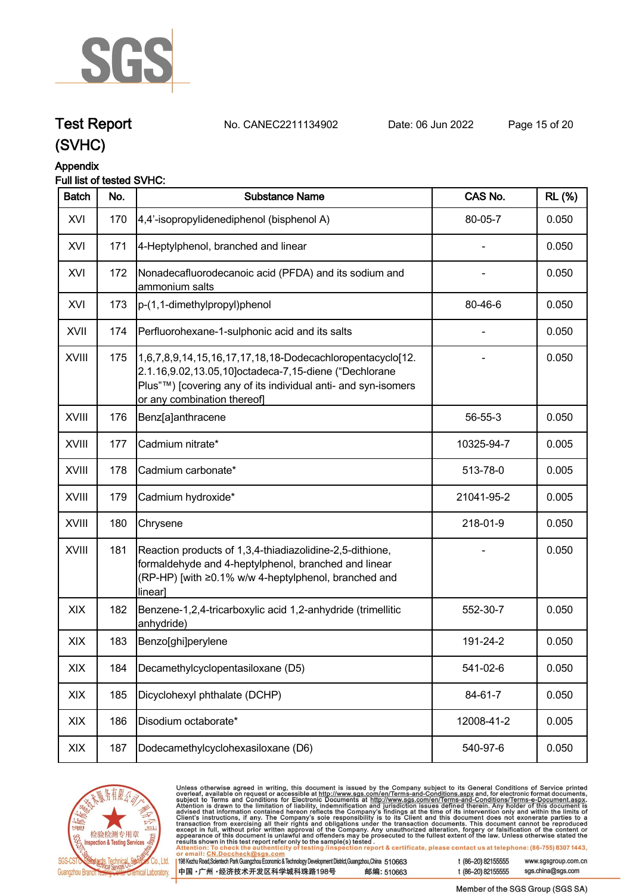## Test Report (SVHC)

No. CANEC2211134902 Date: 06 Jun 2022

### Appendix

Full list of tested SVHC:

| Batch | No. | Substance Name | CAS No. | RL (%) |
|---|---|---|---|---|
| XVI | 170 | 4,4'-isopropylidenediphenol (bisphenol A) | 80-05-7 | 0.050 |
| XVI | 171 | 4-Heptylphenol, branched and linear | - | 0.050 |
| XVI | 172 | Nonadecafluorodecanoic acid (PFDA) and its sodium and ammonium salts | - | 0.050 |
| XVI | 173 | p-(1,1-dimethylpropyl)phenol | 80-46-6 | 0.050 |
| XVII | 174 | Perfluorohexane-1-sulphonic acid and its salts | - | 0.050 |
| XVIII | 175 | 1,6,7,8,9,14,15,16,17,17,18,18-Dodecachloropentacyclo[12.2.1.16,9.02,13.05,10]octadeca-7,15-diene ("Dechlorane Plus"™) [covering any of its individual anti- and syn-isomers or any combination thereof] | - | 0.050 |
| XVIII | 176 | Benz[a]anthracene | 56-55-3 | 0.050 |
| XVIII | 177 | Cadmium nitrate* | 10325-94-7 | 0.005 |
| XVIII | 178 | Cadmium carbonate* | 513-78-0 | 0.005 |
| XVIII | 179 | Cadmium hydroxide* | 21041-95-2 | 0.005 |
| XVIII | 180 | Chrysene | 218-01-9 | 0.050 |
| XVIII | 181 | Reaction products of 1,3,4-thiadiazolidine-2,5-dithione, formaldehyde and 4-heptylphenol, branched and linear (RP-HP) [with ≥0.1% w/w 4-heptylphenol, branched and linear] | - | 0.050 |
| XIX | 182 | Benzene-1,2,4-tricarboxylic acid 1,2-anhydride (trimellitic anhydride) | 552-30-7 | 0.050 |
| XIX | 183 | Benzo[ghi]perylene | 191-24-2 | 0.050 |
| XIX | 184 | Decamethylcyclopentasiloxane (D5) | 541-02-6 | 0.050 |
| XIX | 185 | Dicyclohexyl phthalate (DCHP) | 84-61-7 | 0.050 |
| XIX | 186 | Disodium octaborate* | 12008-41-2 | 0.005 |
| XIX | 187 | Dodecamethylcyclohexasiloxane (D6) | 540-97-6 | 0.050 |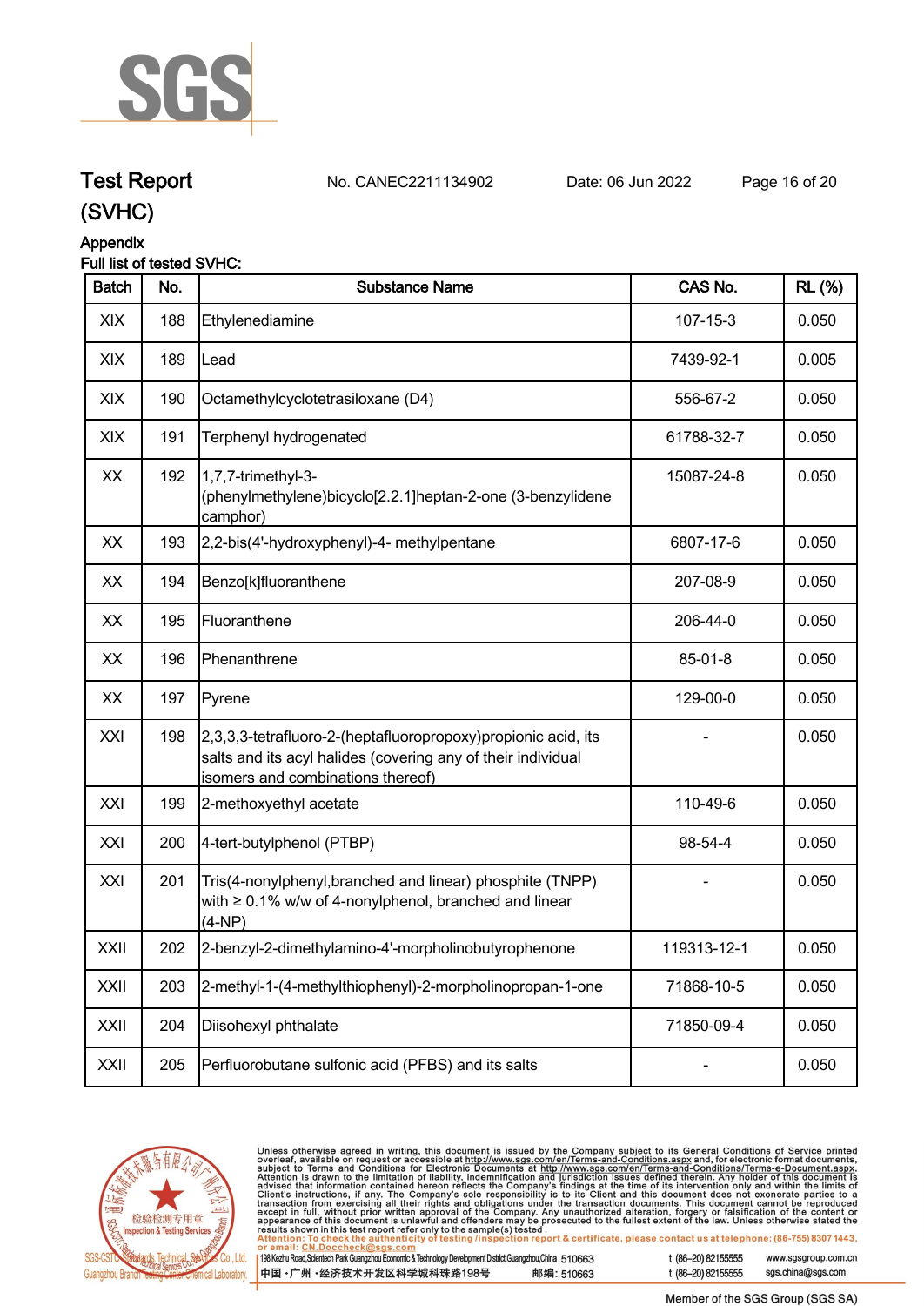# Test Report (SVHC)

No. CANEC2211134902 Date: 06 Jun 2022

## Appendix

Full list of tested SVHC:

| Batch | No. | Substance Name | CAS No. | RL (%) |
|---|---|---|---|---|
| XIX | 188 | Ethylenediamine | 107-15-3 | 0.050 |
| XIX | 189 | Lead | 7439-92-1 | 0.005 |
| XIX | 190 | Octamethylcyclotetrasiloxane (D4) | 556-67-2 | 0.050 |
| XIX | 191 | Terphenyl hydrogenated | 61788-32-7 | 0.050 |
| XX | 192 | 1,7,7-trimethyl-3-(phenylmethylene)bicyclo[2.2.1]heptan-2-one (3-benzylidene camphor) | 15087-24-8 | 0.050 |
| XX | 193 | 2,2-bis(4'-hydroxyphenyl)-4- methylpentane | 6807-17-6 | 0.050 |
| XX | 194 | Benzo[k]fluoranthene | 207-08-9 | 0.050 |
| XX | 195 | Fluoranthene | 206-44-0 | 0.050 |
| XX | 196 | Phenanthrene | 85-01-8 | 0.050 |
| XX | 197 | Pyrene | 129-00-0 | 0.050 |
| XXI | 198 | 2,3,3,3-tetrafluoro-2-(heptafluoropropoxy)propionic acid, its salts and its acyl halides (covering any of their individual isomers and combinations thereof) | - | 0.050 |
| XXI | 199 | 2-methoxyethyl acetate | 110-49-6 | 0.050 |
| XXI | 200 | 4-tert-butylphenol (PTBP) | 98-54-4 | 0.050 |
| XXI | 201 | Tris(4-nonylphenyl,branched and linear) phosphite (TNPP) with ≥ 0.1% w/w of 4-nonylphenol, branched and linear (4-NP) | - | 0.050 |
| XXII | 202 | 2-benzyl-2-dimethylamino-4'-morpholinobutyrophenone | 119313-12-1 | 0.050 |
| XXII | 203 | 2-methyl-1-(4-methylthiophenyl)-2-morpholinopropan-1-one | 71868-10-5 | 0.050 |
| XXII | 204 | Diisohexyl phthalate | 71850-09-4 | 0.050 |
| XXII | 205 | Perfluorobutane sulfonic acid (PFBS) and its salts | - | 0.050 |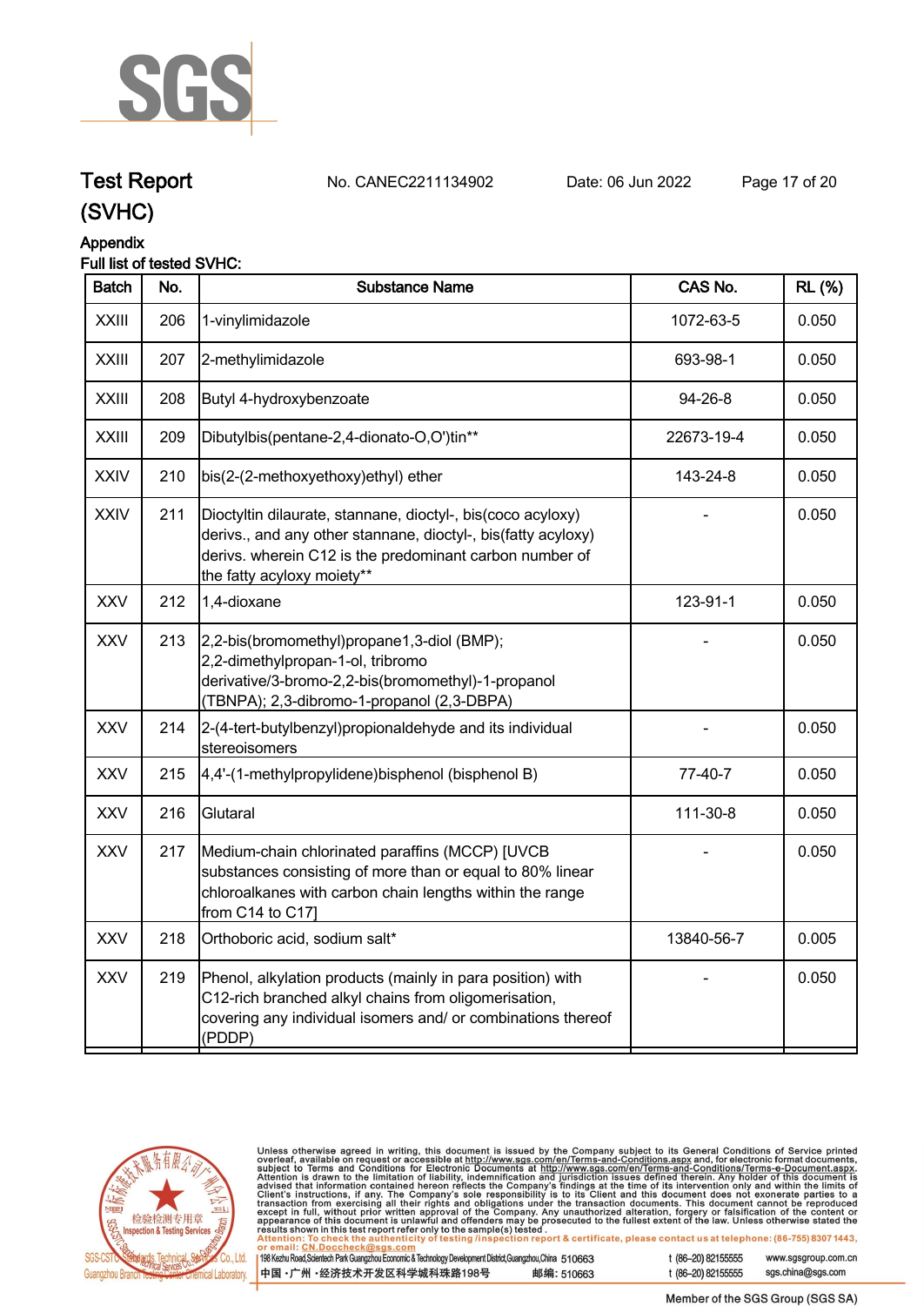# Test Report (SVHC)

No. CANEC2211134902 Date: 06 Jun 2022

Appendix

Full list of tested SVHC:

| Batch | No. | Substance Name | CAS No. | RL (%) |
|---|---|---|---|---|
| XXIII | 206 | 1-vinylimidazole | 1072-63-5 | 0.050 |
| XXIII | 207 | 2-methylimidazole | 693-98-1 | 0.050 |
| XXIII | 208 | Butyl 4-hydroxybenzoate | 94-26-8 | 0.050 |
| XXIII | 209 | Dibutylbis(pentane-2,4-dionato-O,O')tin** | 22673-19-4 | 0.050 |
| XXIV | 210 | bis(2-(2-methoxyethoxy)ethyl) ether | 143-24-8 | 0.050 |
| XXIV | 211 | Dioctyltin dilaurate, stannane, dioctyl-, bis(coco acyloxy) derivs., and any other stannane, dioctyl-, bis(fatty acyloxy) derivs. wherein C12 is the predominant carbon number of the fatty acyloxy moiety** | - | 0.050 |
| XXV | 212 | 1,4-dioxane | 123-91-1 | 0.050 |
| XXV | 213 | 2,2-bis(bromomethyl)propane1,3-diol (BMP); 2,2-dimethylpropan-1-ol, tribromo derivative/3-bromo-2,2-bis(bromomethyl)-1-propanol (TBNPA); 2,3-dibromo-1-propanol (2,3-DBPA) | - | 0.050 |
| XXV | 214 | 2-(4-tert-butylbenzyl)propionaldehyde and its individual stereoisomers | - | 0.050 |
| XXV | 215 | 4,4'-(1-methylpropylidene)bisphenol (bisphenol B) | 77-40-7 | 0.050 |
| XXV | 216 | Glutaral | 111-30-8 | 0.050 |
| XXV | 217 | Medium-chain chlorinated paraffins (MCCP) [UVCB substances consisting of more than or equal to 80% linear chloroalkanes with carbon chain lengths within the range from C14 to C17] | - | 0.050 |
| XXV | 218 | Orthoboric acid, sodium salt* | 13840-56-7 | 0.005 |
| XXV | 219 | Phenol, alkylation products (mainly in para position) with C12-rich branched alkyl chains from oligomerisation, covering any individual isomers and/ or combinations thereof (PDDP) | - | 0.050 |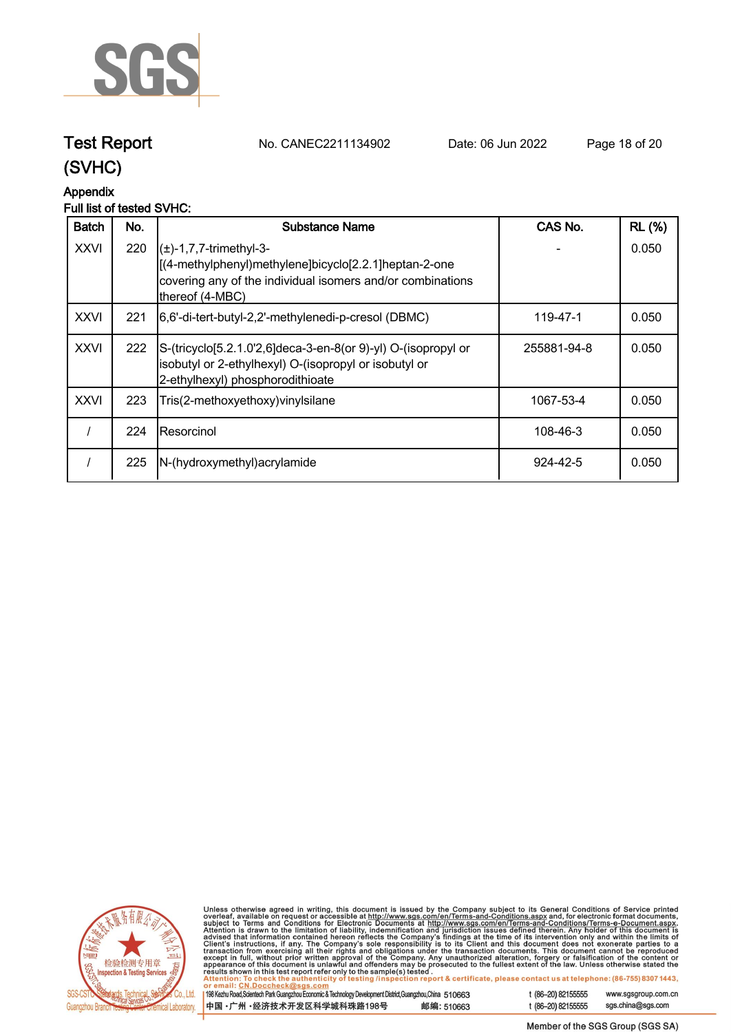# Test Report (SVHC)

No. CANEC2211134902 Date: 06 Jun 2022

## Appendix

Full list of tested SVHC:

| Batch | No. | Substance Name | CAS No. | RL (%) |
|---|---|---|---|---|
| XXVI | 220 | (±)-1,7,7-trimethyl-3-[(4-methylphenyl)methylene]bicyclo[2.2.1]heptan-2-one covering any of the individual isomers and/or combinations thereof (4-MBC) | - | 0.050 |
| XXVI | 221 | 6,6'-di-tert-butyl-2,2'-methylenedi-p-cresol (DBMC) | 119-47-1 | 0.050 |
| XXVI | 222 | S-(tricyclo[5.2.1.0'2,6]deca-3-en-8(or 9)-yl) O-(isopropyl or isobutyl or 2-ethylhexyl) O-(isopropyl or isobutyl or 2-ethylhexyl) phosphorodithioate | 255881-94-8 | 0.050 |
| XXVI | 223 | Tris(2-methoxyethoxy)vinylsilane | 1067-53-4 | 0.050 |
| / | 224 | Resorcinol | 108-46-3 | 0.050 |
| / | 225 | N-(hydroxymethyl)acrylamide | 924-42-5 | 0.050 |

Unless otherwise agreed in writing, this document is issued by the Company subject to its General Conditions of Service printed overleaf, available on request or accessible at http://www.sgs.com/en/Terms-and-Conditions.aspx and, for electronic format documents, subject to Terms and Conditions for Electronic Documents at http://www.sgs.com/en/Terms-and-Conditions/Terms-e-Document.aspx. Attention is drawn to the limitation of liability, indemnification and jurisdiction issues defined therein. Any holder of this document is advised that information contained hereon reflects the Company's findings at the time of its intervention only and within the limits of Client's instructions, if any. The Company's sole responsibility is to its Client and this document does not exonerate parties to a transaction from exercising all their rights and obligations under the transaction documents. This document cannot be reproduced except in full, without prior written approval of the Company. Any unauthorized alteration, forgery or falsification of the content or appearance of this document is unlawful and offenders may be prosecuted to the fullest extent of the law. Unless otherwise stated the results shown in this test report refer only to the sample(s) tested.

Attention: To check the authenticity of testing /inspection report & certificate, please contact us at telephone: (86-755) 8307 1443, or email: CN.Doccheck@sgs.com

198 Kezhu Road,Scientech Park Guangzhou Economic & Technology Development District,Guangzhou,China 510663 t (86–20) 82155555 www.sgsgroup.com.cn

中国・广州・经济技术开发区科学城科珠路198号 邮编: 510663 t (86–20) 82155555 sgs.china@sgs.com

Member of the SGS Group (SGS SA)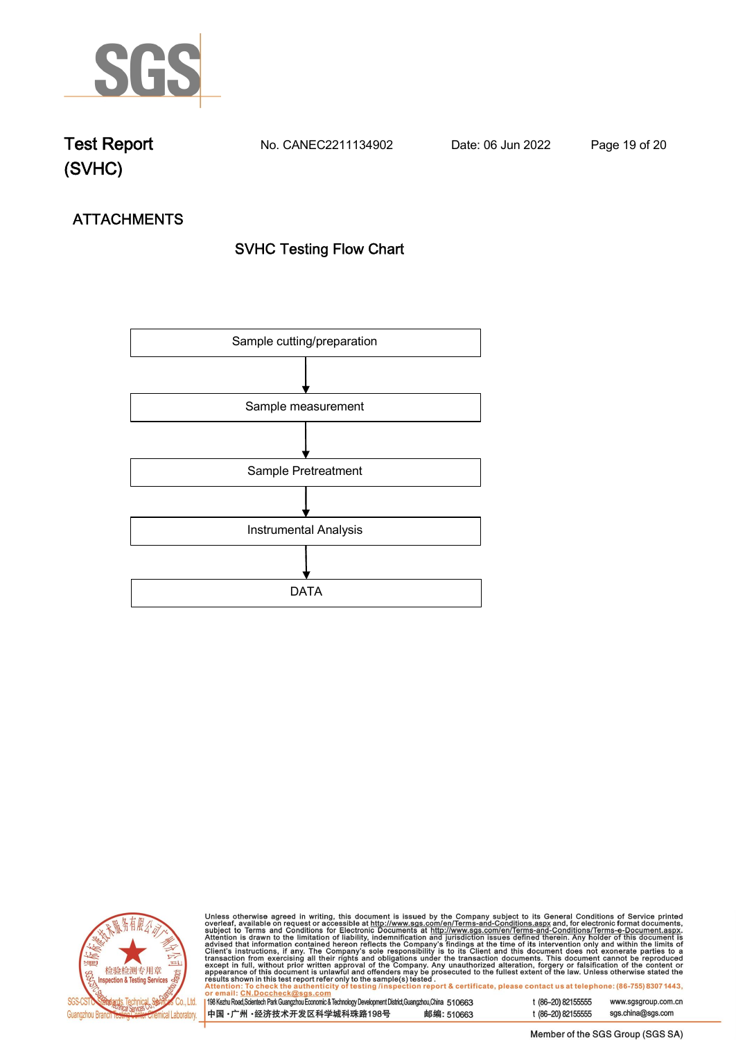# ATTACHMENTS

## SVHC Testing Flow Chart

Sample cutting/preparation

↓

Sample measurement

↓

Sample Pretreatment

↓

Instrumental Analysis

↓

DATA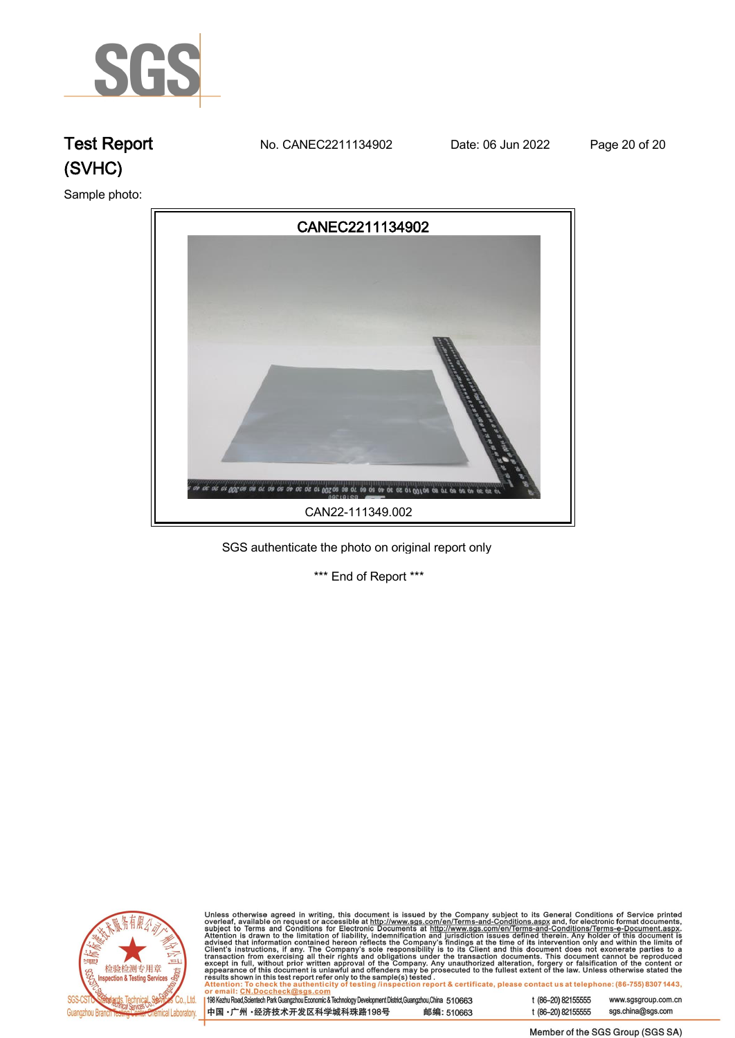Sample photo:

CANEC2211134902

CAN22-111349.002

SGS authenticate the photo on original report only

*** End of Report ***